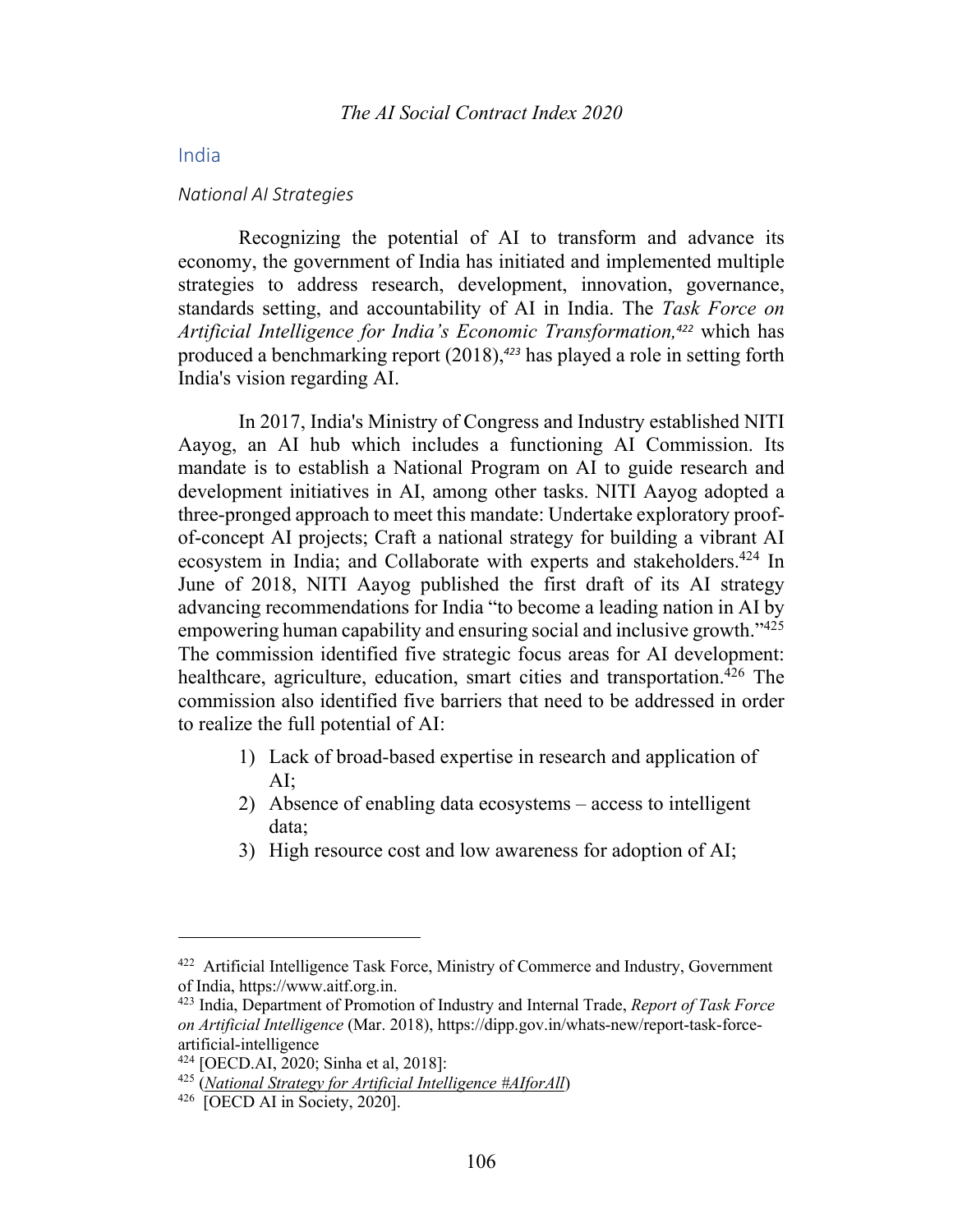## India

### *National AI Strategies*

Recognizing the potential of AI to transform and advance its economy, the government of India has initiated and implemented multiple strategies to address research, development, innovation, governance, standards setting, and accountability of AI in India. The *Task Force on Artificial Intelligence for India's Economic Transformation,*[422] which has produced a benchmarking report (2018),[423] has played a role in setting forth India's vision regarding AI.

In 2017, India's Ministry of Congress and Industry established NITI Aayog, an AI hub which includes a functioning AI Commission. Its mandate is to establish a National Program on AI to guide research and development initiatives in AI, among other tasks. NITI Aayog adopted a three-pronged approach to meet this mandate: Undertake exploratory proof-of-concept AI projects; Craft a national strategy for building a vibrant AI ecosystem in India; and Collaborate with experts and stakeholders.[424] In June of 2018, NITI Aayog published the first draft of its AI strategy advancing recommendations for India "to become a leading nation in AI by empowering human capability and ensuring social and inclusive growth."[425] The commission identified five strategic focus areas for AI development: healthcare, agriculture, education, smart cities and transportation.[426] The commission also identified five barriers that need to be addressed in order to realize the full potential of AI:

1) Lack of broad-based expertise in research and application of AI;
2) Absence of enabling data ecosystems – access to intelligent data;
3) High resource cost and low awareness for adoption of AI;

---

[422] Artificial Intelligence Task Force, Ministry of Commerce and Industry, Government of India, https://www.aitf.org.in.

[423] India, Department of Promotion of Industry and Internal Trade, *Report of Task Force on Artificial Intelligence* (Mar. 2018), https://dipp.gov.in/whats-new/report-task-force-artificial-intelligence

[424] [OECD.AI, 2020; Sinha et al, 2018]:

[425] (*National Strategy for Artificial Intelligence #AIforAll*)

[426] [OECD AI in Society, 2020].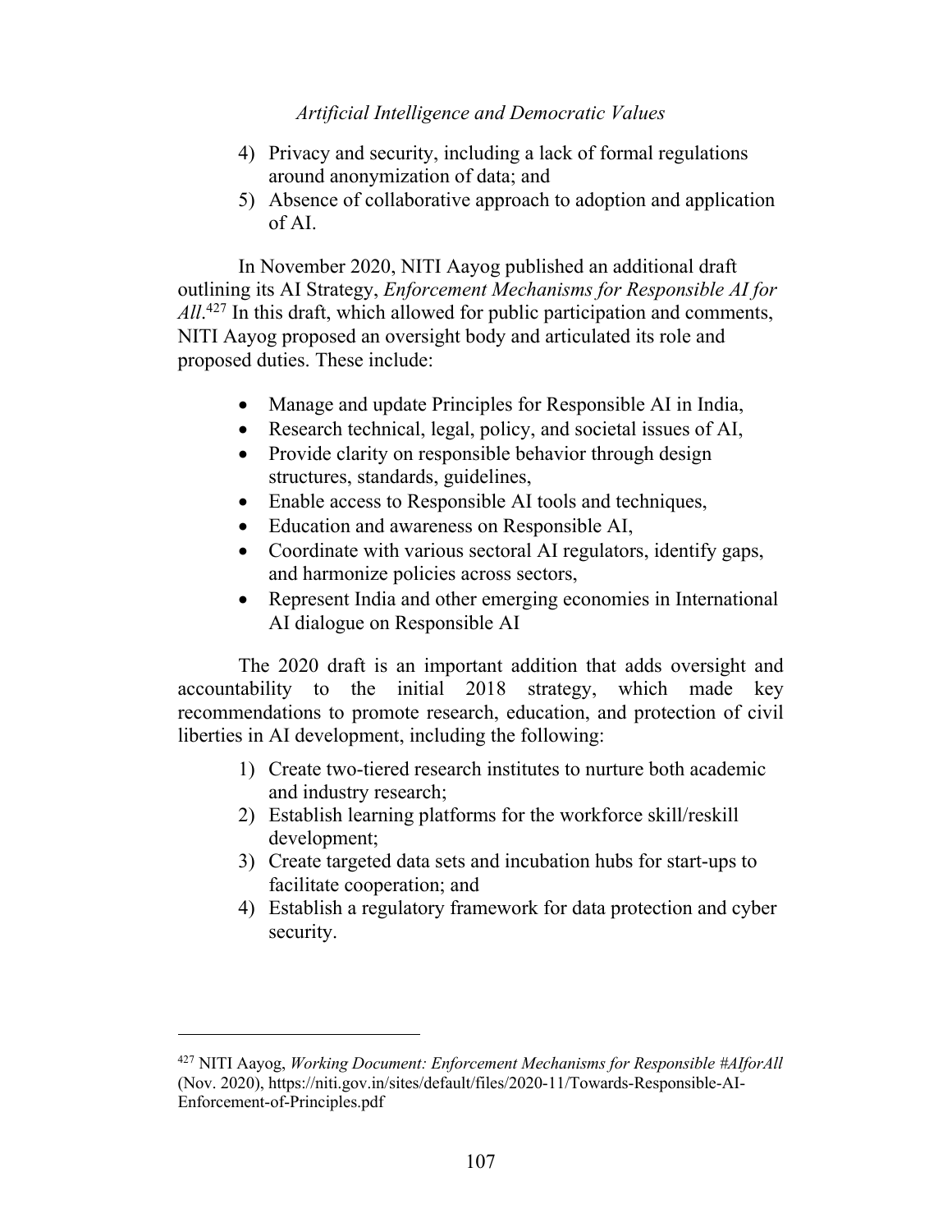4) Privacy and security, including a lack of formal regulations around anonymization of data; and
5) Absence of collaborative approach to adoption and application of AI.

In November 2020, NITI Aayog published an additional draft outlining its AI Strategy, *Enforcement Mechanisms for Responsible AI for All*.[427] In this draft, which allowed for public participation and comments, NITI Aayog proposed an oversight body and articulated its role and proposed duties. These include:

- Manage and update Principles for Responsible AI in India,
- Research technical, legal, policy, and societal issues of AI,
- Provide clarity on responsible behavior through design structures, standards, guidelines,
- Enable access to Responsible AI tools and techniques,
- Education and awareness on Responsible AI,
- Coordinate with various sectoral AI regulators, identify gaps, and harmonize policies across sectors,
- Represent India and other emerging economies in International AI dialogue on Responsible AI

The 2020 draft is an important addition that adds oversight and accountability to the initial 2018 strategy, which made key recommendations to promote research, education, and protection of civil liberties in AI development, including the following:

1) Create two-tiered research institutes to nurture both academic and industry research;
2) Establish learning platforms for the workforce skill/reskill development;
3) Create targeted data sets and incubation hubs for start-ups to facilitate cooperation; and
4) Establish a regulatory framework for data protection and cyber security.

---

[427] NITI Aayog, *Working Document: Enforcement Mechanisms for Responsible #AIforAll* (Nov. 2020), https://niti.gov.in/sites/default/files/2020-11/Towards-Responsible-AI-Enforcement-of-Principles.pdf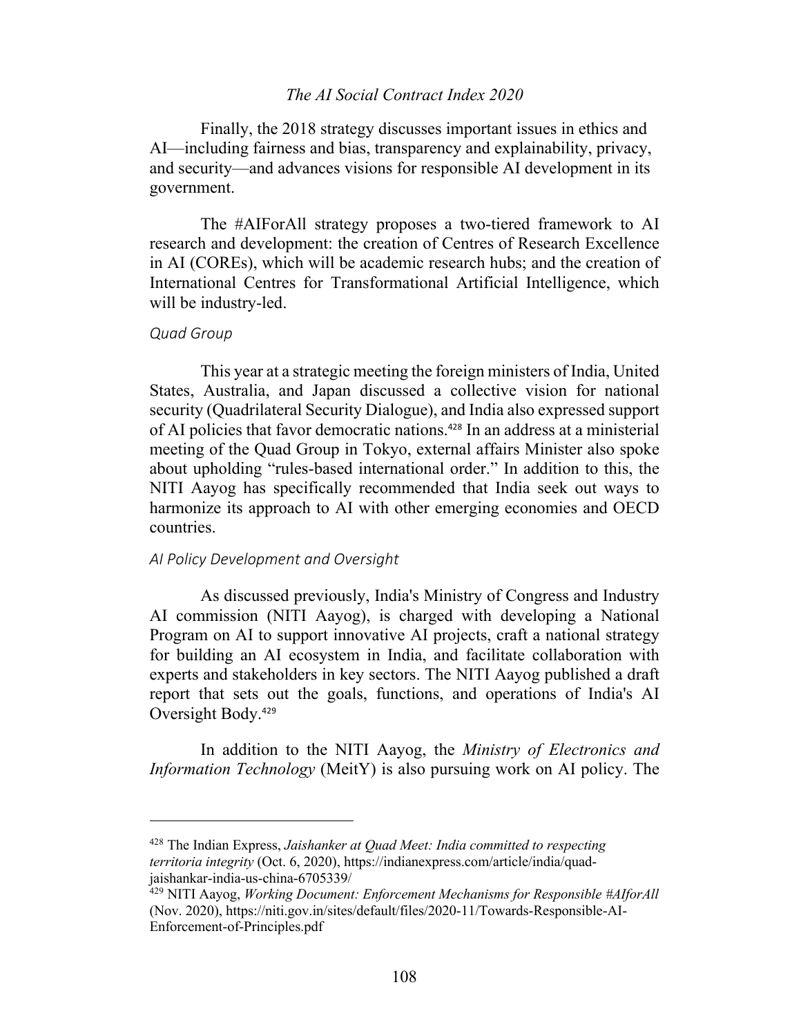Finally, the 2018 strategy discusses important issues in ethics and AI—including fairness and bias, transparency and explainability, privacy, and security—and advances visions for responsible AI development in its government.

The #AIForAll strategy proposes a two-tiered framework to AI research and development: the creation of Centres of Research Excellence in AI (COREs), which will be academic research hubs; and the creation of International Centres for Transformational Artificial Intelligence, which will be industry-led.

*Quad Group*

This year at a strategic meeting the foreign ministers of India, United States, Australia, and Japan discussed a collective vision for national security (Quadrilateral Security Dialogue), and India also expressed support of AI policies that favor democratic nations.[428] In an address at a ministerial meeting of the Quad Group in Tokyo, external affairs Minister also spoke about upholding "rules-based international order." In addition to this, the NITI Aayog has specifically recommended that India seek out ways to harmonize its approach to AI with other emerging economies and OECD countries.

*AI Policy Development and Oversight*

As discussed previously, India's Ministry of Congress and Industry AI commission (NITI Aayog), is charged with developing a National Program on AI to support innovative AI projects, craft a national strategy for building an AI ecosystem in India, and facilitate collaboration with experts and stakeholders in key sectors. The NITI Aayog published a draft report that sets out the goals, functions, and operations of India's AI Oversight Body.[429]

In addition to the NITI Aayog, the *Ministry of Electronics and Information Technology* (MeitY) is also pursuing work on AI policy. The

---

[428] The Indian Express, *Jaishanker at Quad Meet: India committed to respecting territoria integrity* (Oct. 6, 2020), https://indianexpress.com/article/india/quad-jaishankar-india-us-china-6705339/

[429] NITI Aayog, *Working Document: Enforcement Mechanisms for Responsible #AIforAll* (Nov. 2020), https://niti.gov.in/sites/default/files/2020-11/Towards-Responsible-AI-Enforcement-of-Principles.pdf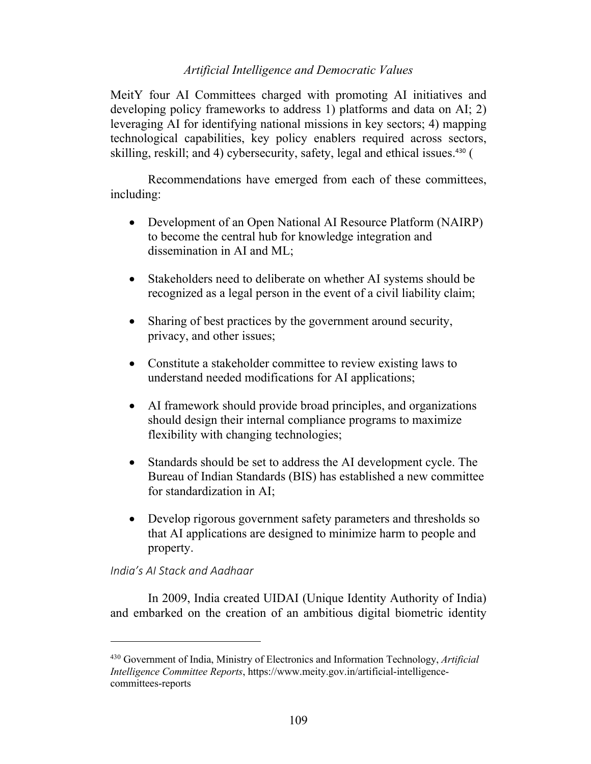MeitY four AI Committees charged with promoting AI initiatives and developing policy frameworks to address 1) platforms and data on AI; 2) leveraging AI for identifying national missions in key sectors; 4) mapping technological capabilities, key policy enablers required across sectors, skilling, reskill; and 4) cybersecurity, safety, legal and ethical issues.[430] (

Recommendations have emerged from each of these committees, including:

- Development of an Open National AI Resource Platform (NAIRP) to become the central hub for knowledge integration and dissemination in AI and ML;
- Stakeholders need to deliberate on whether AI systems should be recognized as a legal person in the event of a civil liability claim;
- Sharing of best practices by the government around security, privacy, and other issues;
- Constitute a stakeholder committee to review existing laws to understand needed modifications for AI applications;
- AI framework should provide broad principles, and organizations should design their internal compliance programs to maximize flexibility with changing technologies;
- Standards should be set to address the AI development cycle. The Bureau of Indian Standards (BIS) has established a new committee for standardization in AI;
- Develop rigorous government safety parameters and thresholds so that AI applications are designed to minimize harm to people and property.

*India's AI Stack and Aadhaar*

In 2009, India created UIDAI (Unique Identity Authority of India) and embarked on the creation of an ambitious digital biometric identity

---

[430] Government of India, Ministry of Electronics and Information Technology, *Artificial Intelligence Committee Reports*, https://www.meity.gov.in/artificial-intelligence-committees-reports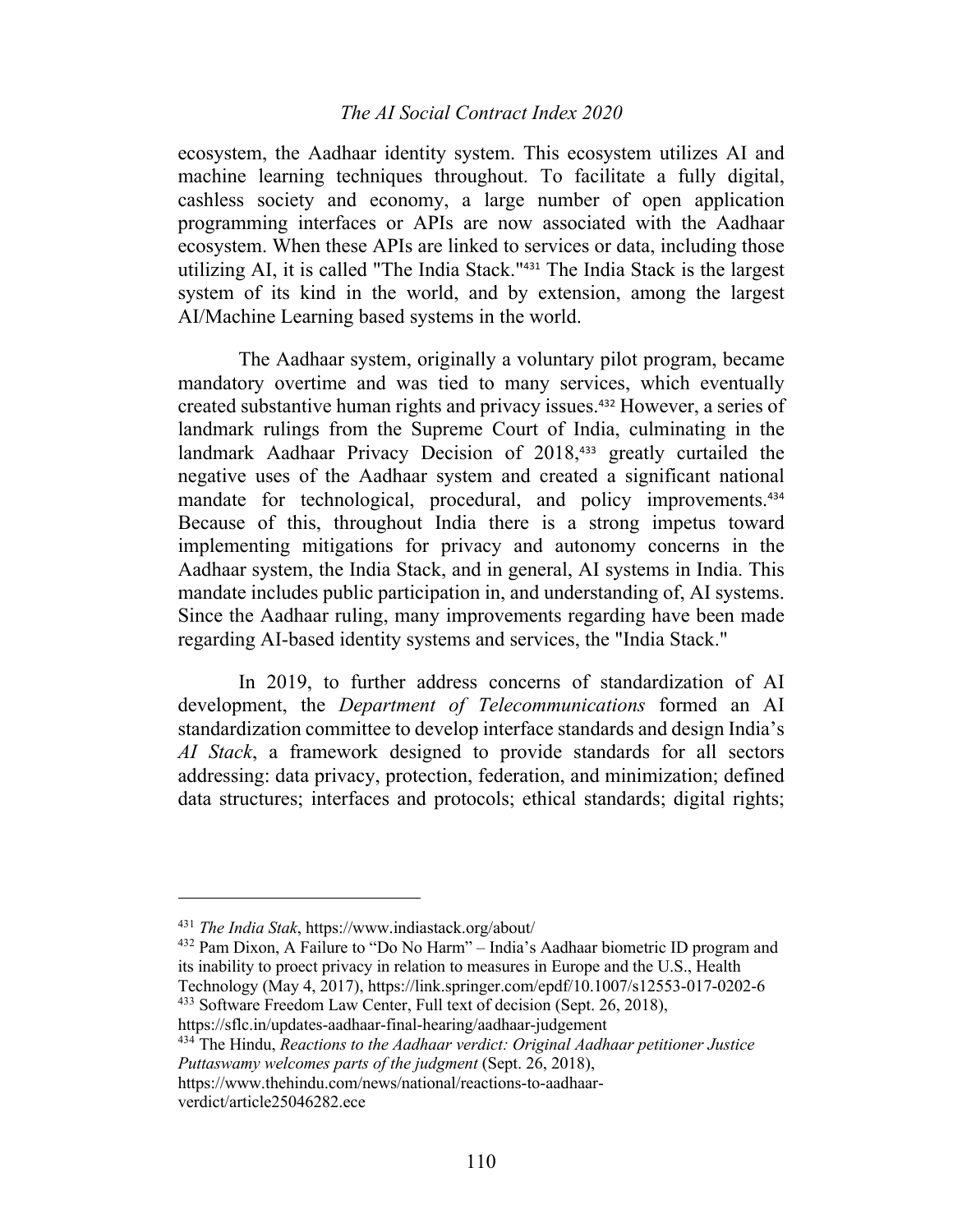ecosystem, the Aadhaar identity system. This ecosystem utilizes AI and machine learning techniques throughout. To facilitate a fully digital, cashless society and economy, a large number of open application programming interfaces or APIs are now associated with the Aadhaar ecosystem. When these APIs are linked to services or data, including those utilizing AI, it is called "The India Stack."[431] The India Stack is the largest system of its kind in the world, and by extension, among the largest AI/Machine Learning based systems in the world.

The Aadhaar system, originally a voluntary pilot program, became mandatory overtime and was tied to many services, which eventually created substantive human rights and privacy issues.[432] However, a series of landmark rulings from the Supreme Court of India, culminating in the landmark Aadhaar Privacy Decision of 2018,[433] greatly curtailed the negative uses of the Aadhaar system and created a significant national mandate for technological, procedural, and policy improvements.[434] Because of this, throughout India there is a strong impetus toward implementing mitigations for privacy and autonomy concerns in the Aadhaar system, the India Stack, and in general, AI systems in India. This mandate includes public participation in, and understanding of, AI systems. Since the Aadhaar ruling, many improvements regarding have been made regarding AI-based identity systems and services, the "India Stack."

In 2019, to further address concerns of standardization of AI development, the *Department of Telecommunications* formed an AI standardization committee to develop interface standards and design India's *AI Stack*, a framework designed to provide standards for all sectors addressing: data privacy, protection, federation, and minimization; defined data structures; interfaces and protocols; ethical standards; digital rights;

---

[431] *The India Stak*, https://www.indiastack.org/about/

[432] Pam Dixon, A Failure to "Do No Harm" – India's Aadhaar biometric ID program and its inability to proect privacy in relation to measures in Europe and the U.S., Health Technology (May 4, 2017), https://link.springer.com/epdf/10.1007/s12553-017-0202-6

[433] Software Freedom Law Center, Full text of decision (Sept. 26, 2018), https://sflc.in/updates-aadhaar-final-hearing/aadhaar-judgement

[434] The Hindu, *Reactions to the Aadhaar verdict: Original Aadhaar petitioner Justice Puttaswamy welcomes parts of the judgment* (Sept. 26, 2018), https://www.thehindu.com/news/national/reactions-to-aadhaar-verdict/article25046282.ece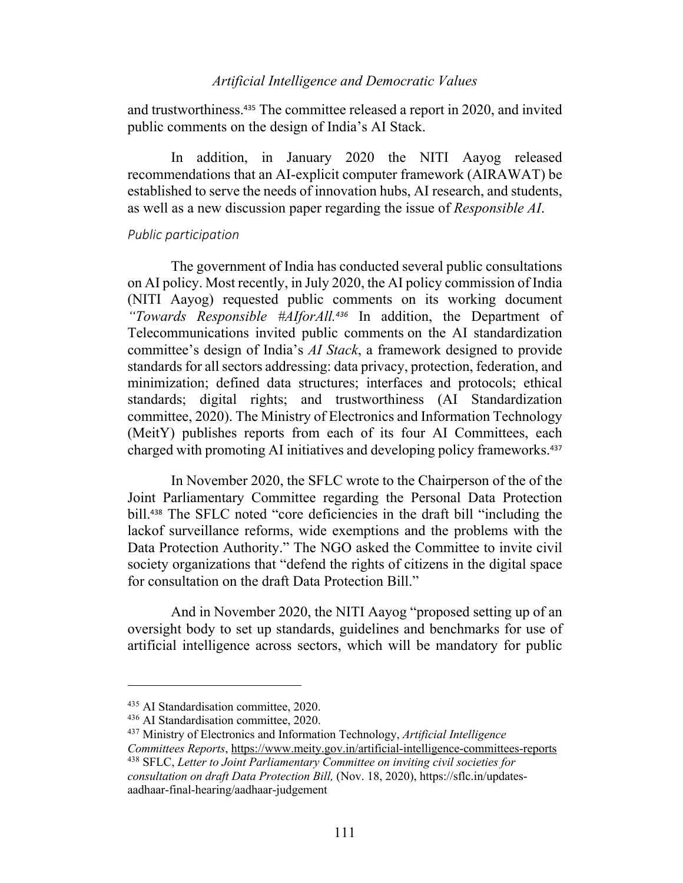and trustworthiness.[435] The committee released a report in 2020, and invited public comments on the design of India's AI Stack.

In addition, in January 2020 the NITI Aayog released recommendations that an AI-explicit computer framework (AIRAWAT) be established to serve the needs of innovation hubs, AI research, and students, as well as a new discussion paper regarding the issue of *Responsible AI*.

*Public participation*

The government of India has conducted several public consultations on AI policy. Most recently, in July 2020, the AI policy commission of India (NITI Aayog) requested public comments on its working document *"Towards Responsible #AIforAll.*[436] In addition, the Department of Telecommunications invited public comments on the AI standardization committee's design of India's *AI Stack*, a framework designed to provide standards for all sectors addressing: data privacy, protection, federation, and minimization; defined data structures; interfaces and protocols; ethical standards; digital rights; and trustworthiness (AI Standardization committee, 2020). The Ministry of Electronics and Information Technology (MeitY) publishes reports from each of its four AI Committees, each charged with promoting AI initiatives and developing policy frameworks.[437]

In November 2020, the SFLC wrote to the Chairperson of the of the Joint Parliamentary Committee regarding the Personal Data Protection bill.[438] The SFLC noted "core deficiencies in the draft bill "including the lackof surveillance reforms, wide exemptions and the problems with the Data Protection Authority." The NGO asked the Committee to invite civil society organizations that "defend the rights of citizens in the digital space for consultation on the draft Data Protection Bill."

And in November 2020, the NITI Aayog "proposed setting up of an oversight body to set up standards, guidelines and benchmarks for use of artificial intelligence across sectors, which will be mandatory for public

---

[435] AI Standardisation committee, 2020.

[436] AI Standardisation committee, 2020.

[437] Ministry of Electronics and Information Technology, *Artificial Intelligence Committees Reports*, https://www.meity.gov.in/artificial-intelligence-committees-reports

[438] SFLC, *Letter to Joint Parliamentary Committee on inviting civil societies for consultation on draft Data Protection Bill,* (Nov. 18, 2020), https://sflc.in/updates-aadhaar-final-hearing/aadhaar-judgement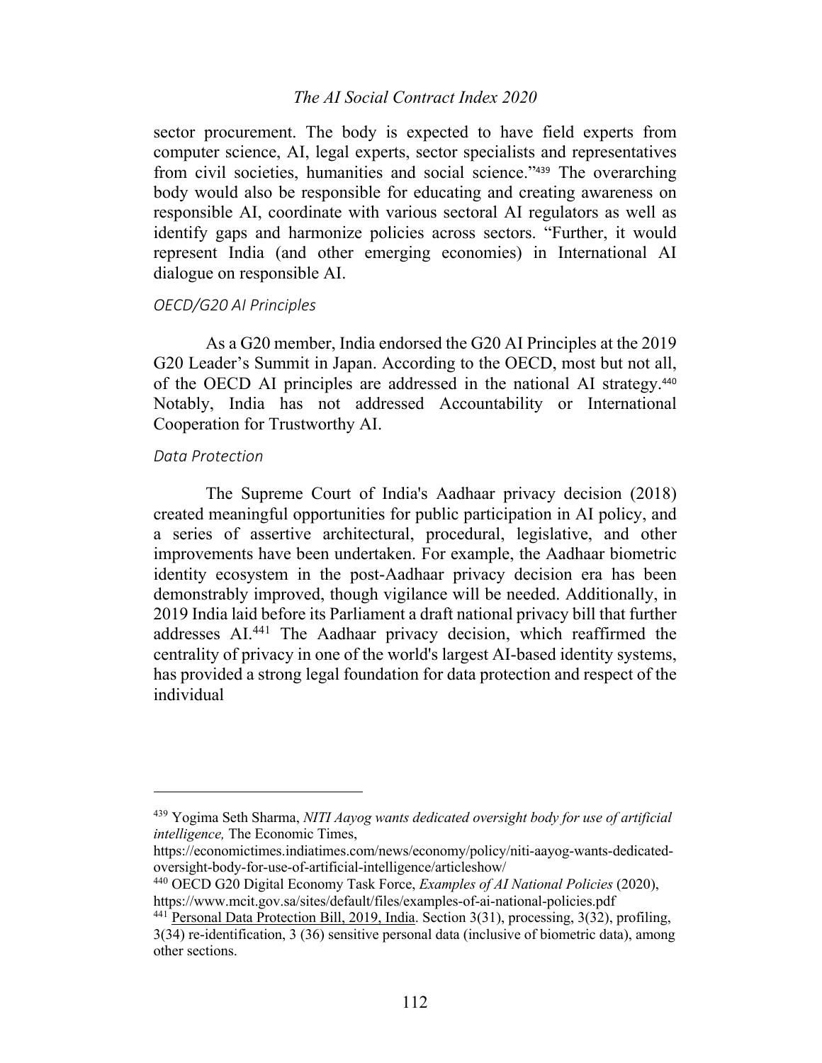sector procurement. The body is expected to have field experts from computer science, AI, legal experts, sector specialists and representatives from civil societies, humanities and social science."[439] The overarching body would also be responsible for educating and creating awareness on responsible AI, coordinate with various sectoral AI regulators as well as identify gaps and harmonize policies across sectors. "Further, it would represent India (and other emerging economies) in International AI dialogue on responsible AI.

*OECD/G20 AI Principles*

As a G20 member, India endorsed the G20 AI Principles at the 2019 G20 Leader's Summit in Japan. According to the OECD, most but not all, of the OECD AI principles are addressed in the national AI strategy.[440] Notably, India has not addressed Accountability or International Cooperation for Trustworthy AI.

*Data Protection*

The Supreme Court of India's Aadhaar privacy decision (2018) created meaningful opportunities for public participation in AI policy, and a series of assertive architectural, procedural, legislative, and other improvements have been undertaken. For example, the Aadhaar biometric identity ecosystem in the post-Aadhaar privacy decision era has been demonstrably improved, though vigilance will be needed. Additionally, in 2019 India laid before its Parliament a draft national privacy bill that further addresses AI.[441] The Aadhaar privacy decision, which reaffirmed the centrality of privacy in one of the world's largest AI-based identity systems, has provided a strong legal foundation for data protection and respect of the individual

---

[439] Yogima Seth Sharma, *NITI Aayog wants dedicated oversight body for use of artificial intelligence,* The Economic Times, https://economictimes.indiatimes.com/news/economy/policy/niti-aayog-wants-dedicated-oversight-body-for-use-of-artificial-intelligence/articleshow/

[440] OECD G20 Digital Economy Task Force, *Examples of AI National Policies* (2020), https://www.mcit.gov.sa/sites/default/files/examples-of-ai-national-policies.pdf

[441] Personal Data Protection Bill, 2019, India. Section 3(31), processing, 3(32), profiling, 3(34) re-identification, 3 (36) sensitive personal data (inclusive of biometric data), among other sections.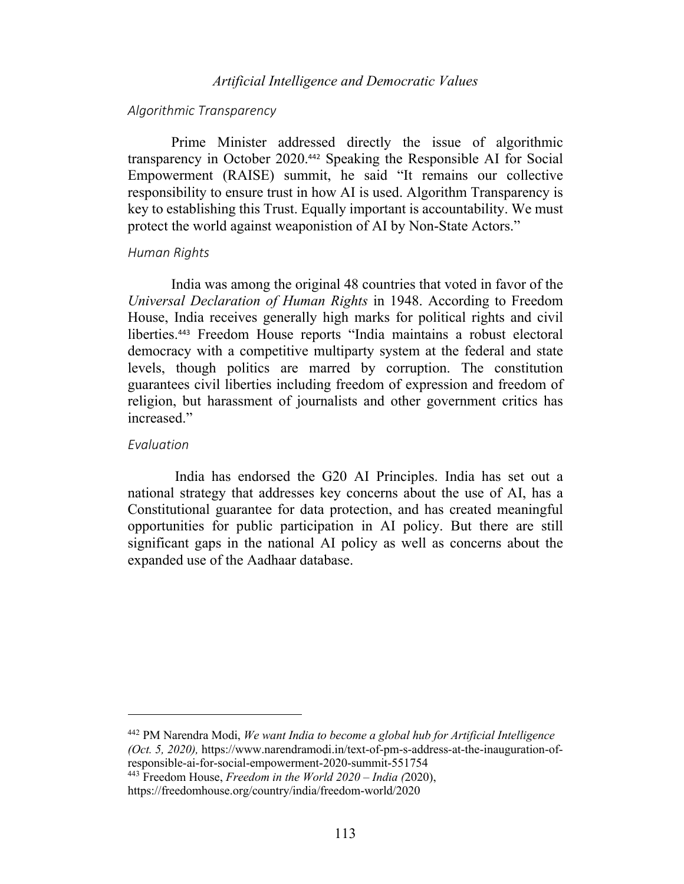### *Algorithmic Transparency*

Prime Minister addressed directly the issue of algorithmic transparency in October 2020.[442] Speaking the Responsible AI for Social Empowerment (RAISE) summit, he said "It remains our collective responsibility to ensure trust in how AI is used. Algorithm Transparency is key to establishing this Trust. Equally important is accountability. We must protect the world against weaponistion of AI by Non-State Actors."

### *Human Rights*

India was among the original 48 countries that voted in favor of the *Universal Declaration of Human Rights* in 1948. According to Freedom House, India receives generally high marks for political rights and civil liberties.[443] Freedom House reports "India maintains a robust electoral democracy with a competitive multiparty system at the federal and state levels, though politics are marred by corruption. The constitution guarantees civil liberties including freedom of expression and freedom of religion, but harassment of journalists and other government critics has increased."

### *Evaluation*

India has endorsed the G20 AI Principles. India has set out a national strategy that addresses key concerns about the use of AI, has a Constitutional guarantee for data protection, and has created meaningful opportunities for public participation in AI policy. But there are still significant gaps in the national AI policy as well as concerns about the expanded use of the Aadhaar database.

---

[442] PM Narendra Modi, *We want India to become a global hub for Artificial Intelligence (Oct. 5, 2020),* https://www.narendramodi.in/text-of-pm-s-address-at-the-inauguration-of-responsible-ai-for-social-empowerment-2020-summit-551754

[443] Freedom House, *Freedom in the World 2020 – India (*2020), https://freedomhouse.org/country/india/freedom-world/2020